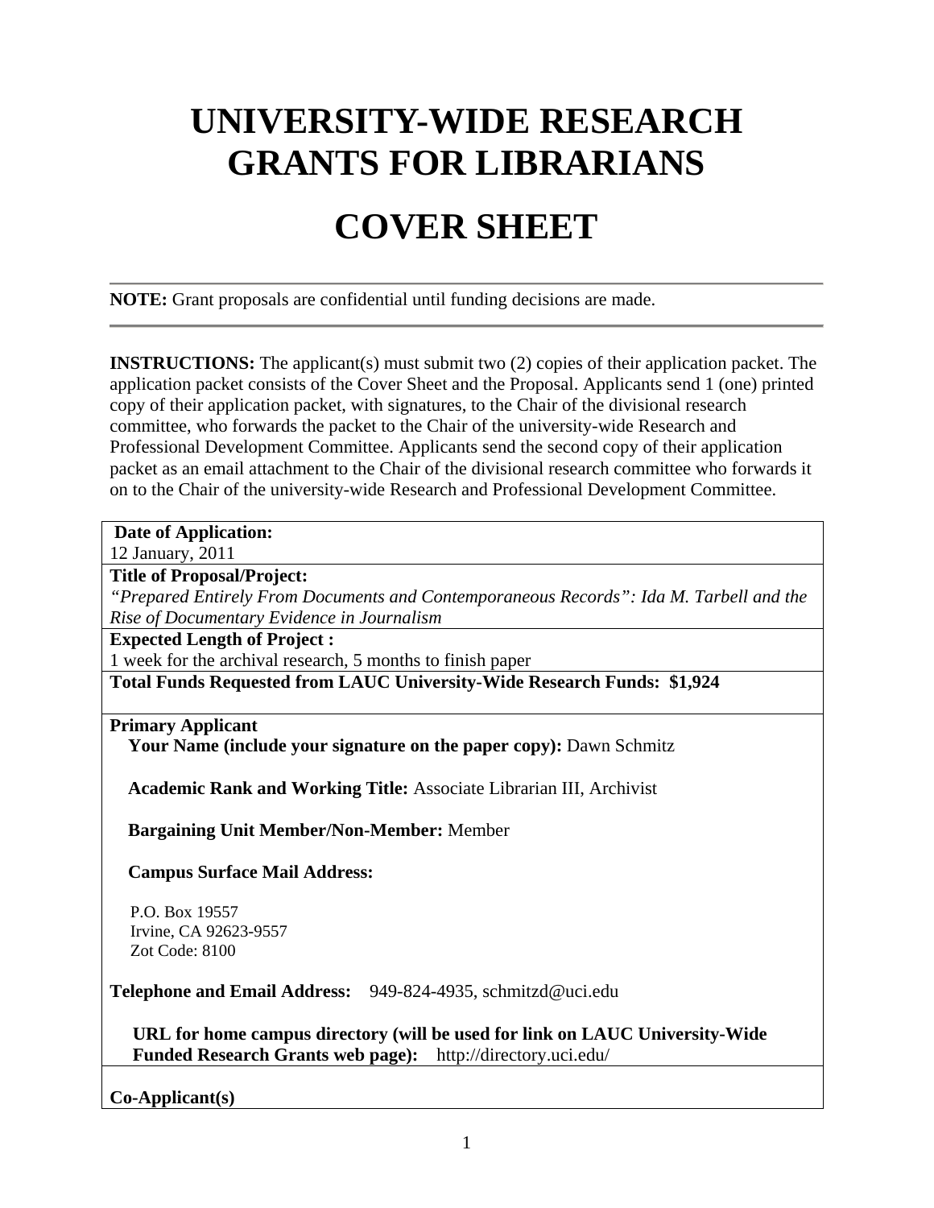# UNIVERSITY-WIDE RESEARCH GRANTS FOR LIBRARIANS

# COVER SHEET

---

**NOTE:** Grant proposals are confidential until funding decisions are made.

---

**INSTRUCTIONS:** The applicant(s) must submit two (2) copies of their application packet. The application packet consists of the Cover Sheet and the Proposal. Applicants send 1 (one) printed copy of their application packet, with signatures, to the Chair of the divisional research committee, who forwards the packet to the Chair of the university-wide Research and Professional Development Committee. Applicants send the second copy of their application packet as an email attachment to the Chair of the divisional research committee who forwards it on to the Chair of the university-wide Research and Professional Development Committee.

**Date of Application:**
12 January, 2011

**Title of Proposal/Project:**
*"Prepared Entirely From Documents and Contemporaneous Records": Ida M. Tarbell and the Rise of Documentary Evidence in Journalism*

**Expected Length of Project :**
1 week for the archival research, 5 months to finish paper

**Total Funds Requested from LAUC University-Wide Research Funds: $1,924**

**Primary Applicant**

**Your Name (include your signature on the paper copy):** Dawn Schmitz

**Academic Rank and Working Title:** Associate Librarian III, Archivist

**Bargaining Unit Member/Non-Member:** Member

**Campus Surface Mail Address:**

P.O. Box 19557
Irvine, CA 92623-9557
Zot Code: 8100

**Telephone and Email Address:** 949-824-4935, schmitzd@uci.edu

**URL for home campus directory (will be used for link on LAUC University-Wide Funded Research Grants web page):** http://directory.uci.edu/

**Co-Applicant(s)**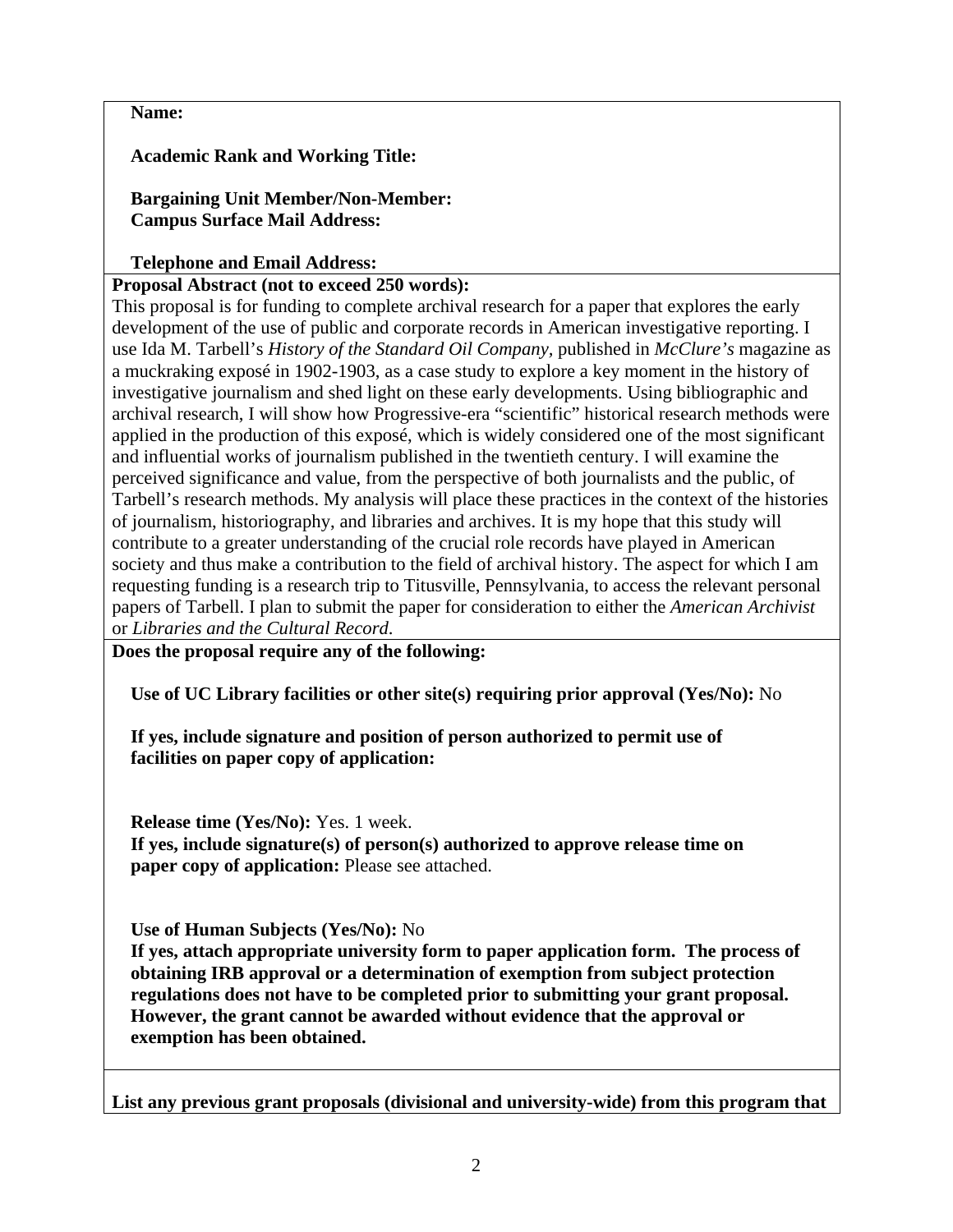**Name:**

**Academic Rank and Working Title:**

**Bargaining Unit Member/Non-Member:**
**Campus Surface Mail Address:**

**Telephone and Email Address:**

**Proposal Abstract (not to exceed 250 words):**

This proposal is for funding to complete archival research for a paper that explores the early development of the use of public and corporate records in American investigative reporting. I use Ida M. Tarbell's *History of the Standard Oil Company*, published in *McClure's* magazine as a muckraking exposé in 1902-1903, as a case study to explore a key moment in the history of investigative journalism and shed light on these early developments. Using bibliographic and archival research, I will show how Progressive-era "scientific" historical research methods were applied in the production of this exposé, which is widely considered one of the most significant and influential works of journalism published in the twentieth century. I will examine the perceived significance and value, from the perspective of both journalists and the public, of Tarbell's research methods. My analysis will place these practices in the context of the histories of journalism, historiography, and libraries and archives. It is my hope that this study will contribute to a greater understanding of the crucial role records have played in American society and thus make a contribution to the field of archival history. The aspect for which I am requesting funding is a research trip to Titusville, Pennsylvania, to access the relevant personal papers of Tarbell. I plan to submit the paper for consideration to either the *American Archivist* or *Libraries and the Cultural Record*.

**Does the proposal require any of the following:**

**Use of UC Library facilities or other site(s) requiring prior approval (Yes/No):** No

**If yes, include signature and position of person authorized to permit use of facilities on paper copy of application:**

**Release time (Yes/No):** Yes. 1 week.
**If yes, include signature(s) of person(s) authorized to approve release time on paper copy of application:** Please see attached.

**Use of Human Subjects (Yes/No):** No
**If yes, attach appropriate university form to paper application form. The process of obtaining IRB approval or a determination of exemption from subject protection regulations does not have to be completed prior to submitting your grant proposal. However, the grant cannot be awarded without evidence that the approval or exemption has been obtained.**

**List any previous grant proposals (divisional and university-wide) from this program that**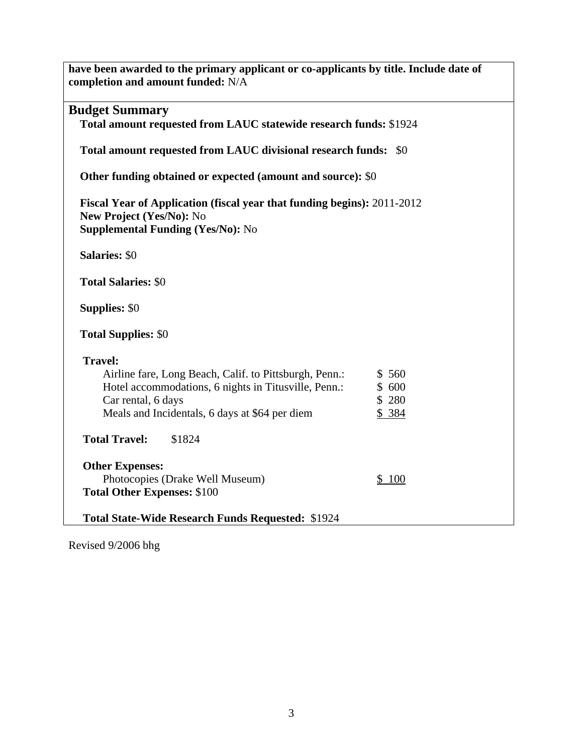**have been awarded to the primary applicant or co-applicants by title. Include date of completion and amount funded:** N/A

## Budget Summary

**Total amount requested from LAUC statewide research funds:** $1924

**Total amount requested from LAUC divisional research funds:** $0

**Other funding obtained or expected (amount and source):** $0

**Fiscal Year of Application (fiscal year that funding begins):** 2011-2012
**New Project (Yes/No):** No
**Supplemental Funding (Yes/No):** No

**Salaries:** $0

**Total Salaries:** $0

**Supplies:** $0

**Total Supplies:** $0

**Travel:**

| | |
|---|---|
| Airline fare, Long Beach, Calif. to Pittsburgh, Penn.: | $ 560 |
| Hotel accommodations, 6 nights in Titusville, Penn.: | $ 600 |
| Car rental, 6 days | $ 280 |
| Meals and Incidentals, 6 days at $64 per diem | $ 384 |

**Total Travel:** $1824

**Other Expenses:**

| | |
|---|---|
| Photocopies (Drake Well Museum) | $ 100 |

**Total Other Expenses:** $100

**Total State-Wide Research Funds Requested:** $1924

Revised 9/2006 bhg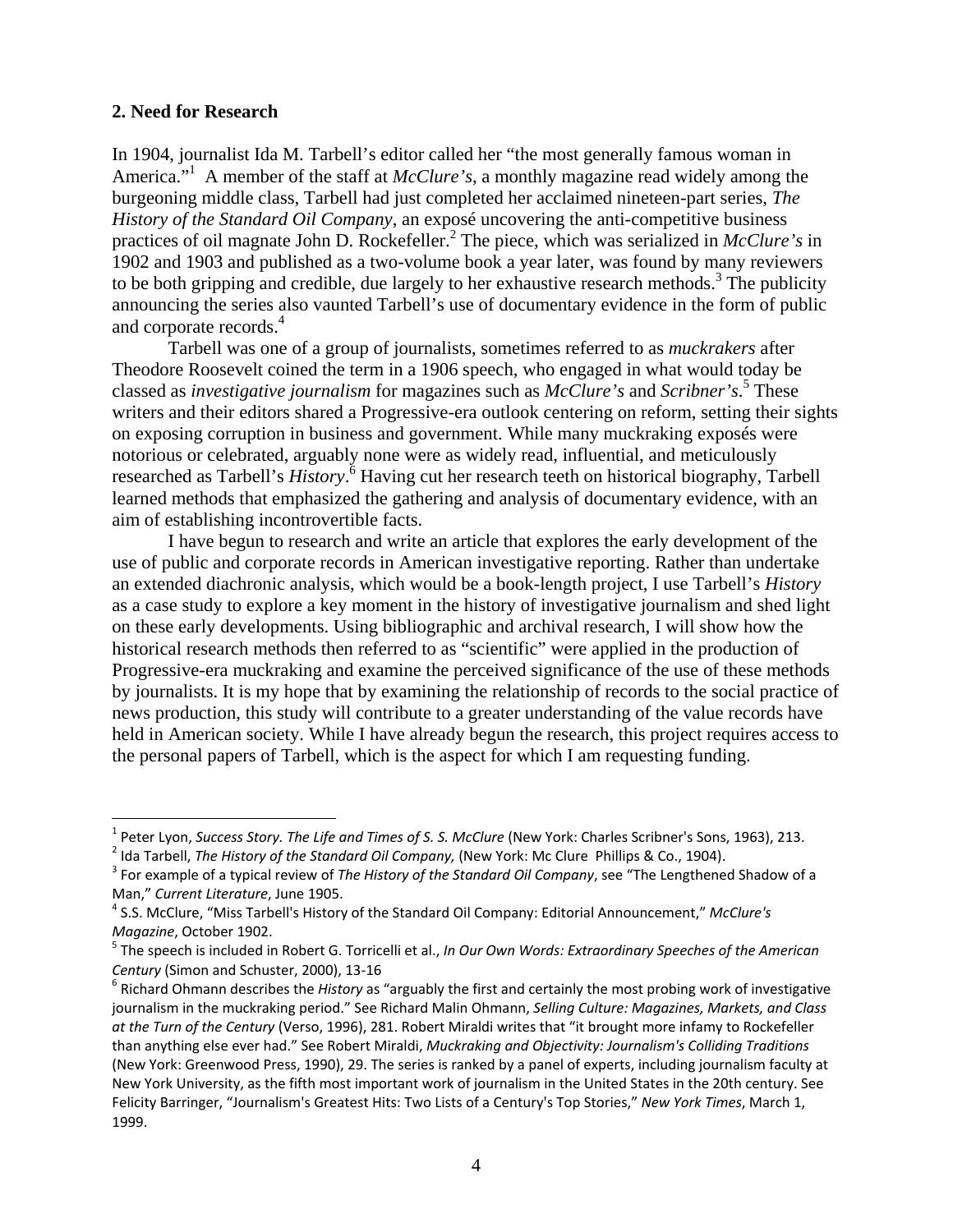## 2. Need for Research

In 1904, journalist Ida M. Tarbell's editor called her "the most generally famous woman in America."[1] A member of the staff at *McClure's*, a monthly magazine read widely among the burgeoning middle class, Tarbell had just completed her acclaimed nineteen-part series, *The History of the Standard Oil Company*, an exposé uncovering the anti-competitive business practices of oil magnate John D. Rockefeller.[2] The piece, which was serialized in *McClure's* in 1902 and 1903 and published as a two-volume book a year later, was found by many reviewers to be both gripping and credible, due largely to her exhaustive research methods.[3] The publicity announcing the series also vaunted Tarbell's use of documentary evidence in the form of public and corporate records.[4]

Tarbell was one of a group of journalists, sometimes referred to as *muckrakers* after Theodore Roosevelt coined the term in a 1906 speech, who engaged in what would today be classed as *investigative journalism* for magazines such as *McClure's* and *Scribner's*.[5] These writers and their editors shared a Progressive-era outlook centering on reform, setting their sights on exposing corruption in business and government. While many muckraking exposés were notorious or celebrated, arguably none were as widely read, influential, and meticulously researched as Tarbell's *History*.[6] Having cut her research teeth on historical biography, Tarbell learned methods that emphasized the gathering and analysis of documentary evidence, with an aim of establishing incontrovertible facts.

I have begun to research and write an article that explores the early development of the use of public and corporate records in American investigative reporting. Rather than undertake an extended diachronic analysis, which would be a book-length project, I use Tarbell's *History* as a case study to explore a key moment in the history of investigative journalism and shed light on these early developments. Using bibliographic and archival research, I will show how the historical research methods then referred to as "scientific" were applied in the production of Progressive-era muckraking and examine the perceived significance of the use of these methods by journalists. It is my hope that by examining the relationship of records to the social practice of news production, this study will contribute to a greater understanding of the value records have held in American society. While I have already begun the research, this project requires access to the personal papers of Tarbell, which is the aspect for which I am requesting funding.

---

[1] Peter Lyon, *Success Story. The Life and Times of S. S. McClure* (New York: Charles Scribner's Sons, 1963), 213.

[2] Ida Tarbell, *The History of the Standard Oil Company,* (New York: Mc Clure Phillips & Co., 1904).

[3] For example of a typical review of *The History of the Standard Oil Company*, see "The Lengthened Shadow of a Man," *Current Literature*, June 1905.

[4] S.S. McClure, "Miss Tarbell's History of the Standard Oil Company: Editorial Announcement," *McClure's Magazine*, October 1902.

[5] The speech is included in Robert G. Torricelli et al., *In Our Own Words: Extraordinary Speeches of the American Century* (Simon and Schuster, 2000), 13-16

[6] Richard Ohmann describes the *History* as "arguably the first and certainly the most probing work of investigative journalism in the muckraking period." See Richard Malin Ohmann, *Selling Culture: Magazines, Markets, and Class at the Turn of the Century* (Verso, 1996), 281. Robert Miraldi writes that "it brought more infamy to Rockefeller than anything else ever had." See Robert Miraldi, *Muckraking and Objectivity: Journalism's Colliding Traditions* (New York: Greenwood Press, 1990), 29. The series is ranked by a panel of experts, including journalism faculty at New York University, as the fifth most important work of journalism in the United States in the 20th century. See Felicity Barringer, "Journalism's Greatest Hits: Two Lists of a Century's Top Stories," *New York Times*, March 1, 1999.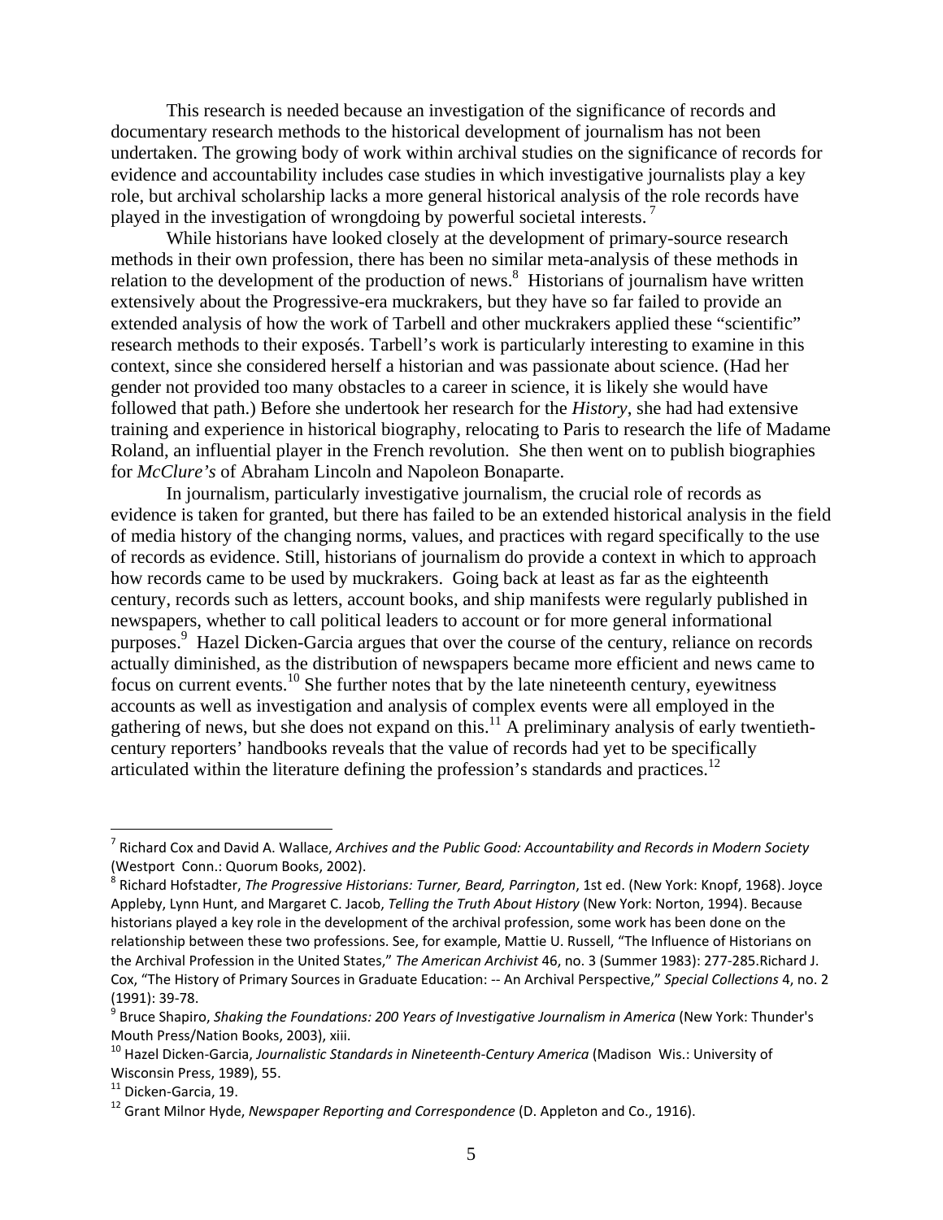This research is needed because an investigation of the significance of records and documentary research methods to the historical development of journalism has not been undertaken. The growing body of work within archival studies on the significance of records for evidence and accountability includes case studies in which investigative journalists play a key role, but archival scholarship lacks a more general historical analysis of the role records have played in the investigation of wrongdoing by powerful societal interests.[7]

While historians have looked closely at the development of primary-source research methods in their own profession, there has been no similar meta-analysis of these methods in relation to the development of the production of news.[8] Historians of journalism have written extensively about the Progressive-era muckrakers, but they have so far failed to provide an extended analysis of how the work of Tarbell and other muckrakers applied these "scientific" research methods to their exposés. Tarbell's work is particularly interesting to examine in this context, since she considered herself a historian and was passionate about science. (Had her gender not provided too many obstacles to a career in science, it is likely she would have followed that path.) Before she undertook her research for the *History*, she had had extensive training and experience in historical biography, relocating to Paris to research the life of Madame Roland, an influential player in the French revolution. She then went on to publish biographies for *McClure's* of Abraham Lincoln and Napoleon Bonaparte.

In journalism, particularly investigative journalism, the crucial role of records as evidence is taken for granted, but there has failed to be an extended historical analysis in the field of media history of the changing norms, values, and practices with regard specifically to the use of records as evidence. Still, historians of journalism do provide a context in which to approach how records came to be used by muckrakers. Going back at least as far as the eighteenth century, records such as letters, account books, and ship manifests were regularly published in newspapers, whether to call political leaders to account or for more general informational purposes.[9] Hazel Dicken-Garcia argues that over the course of the century, reliance on records actually diminished, as the distribution of newspapers became more efficient and news came to focus on current events.[10] She further notes that by the late nineteenth century, eyewitness accounts as well as investigation and analysis of complex events were all employed in the gathering of news, but she does not expand on this.[11] A preliminary analysis of early twentieth-century reporters' handbooks reveals that the value of records had yet to be specifically articulated within the literature defining the profession's standards and practices.[12]

---

[7] Richard Cox and David A. Wallace, *Archives and the Public Good: Accountability and Records in Modern Society* (Westport Conn.: Quorum Books, 2002).

[8] Richard Hofstadter, *The Progressive Historians: Turner, Beard, Parrington*, 1st ed. (New York: Knopf, 1968). Joyce Appleby, Lynn Hunt, and Margaret C. Jacob, *Telling the Truth About History* (New York: Norton, 1994). Because historians played a key role in the development of the archival profession, some work has been done on the relationship between these two professions. See, for example, Mattie U. Russell, "The Influence of Historians on the Archival Profession in the United States," *The American Archivist* 46, no. 3 (Summer 1983): 277-285.Richard J. Cox, "The History of Primary Sources in Graduate Education: -- An Archival Perspective," *Special Collections* 4, no. 2 (1991): 39-78.

[9] Bruce Shapiro, *Shaking the Foundations: 200 Years of Investigative Journalism in America* (New York: Thunder's Mouth Press/Nation Books, 2003), xiii.

[10] Hazel Dicken-Garcia, *Journalistic Standards in Nineteenth-Century America* (Madison Wis.: University of Wisconsin Press, 1989), 55.

[11] Dicken-Garcia, 19.

[12] Grant Milnor Hyde, *Newspaper Reporting and Correspondence* (D. Appleton and Co., 1916).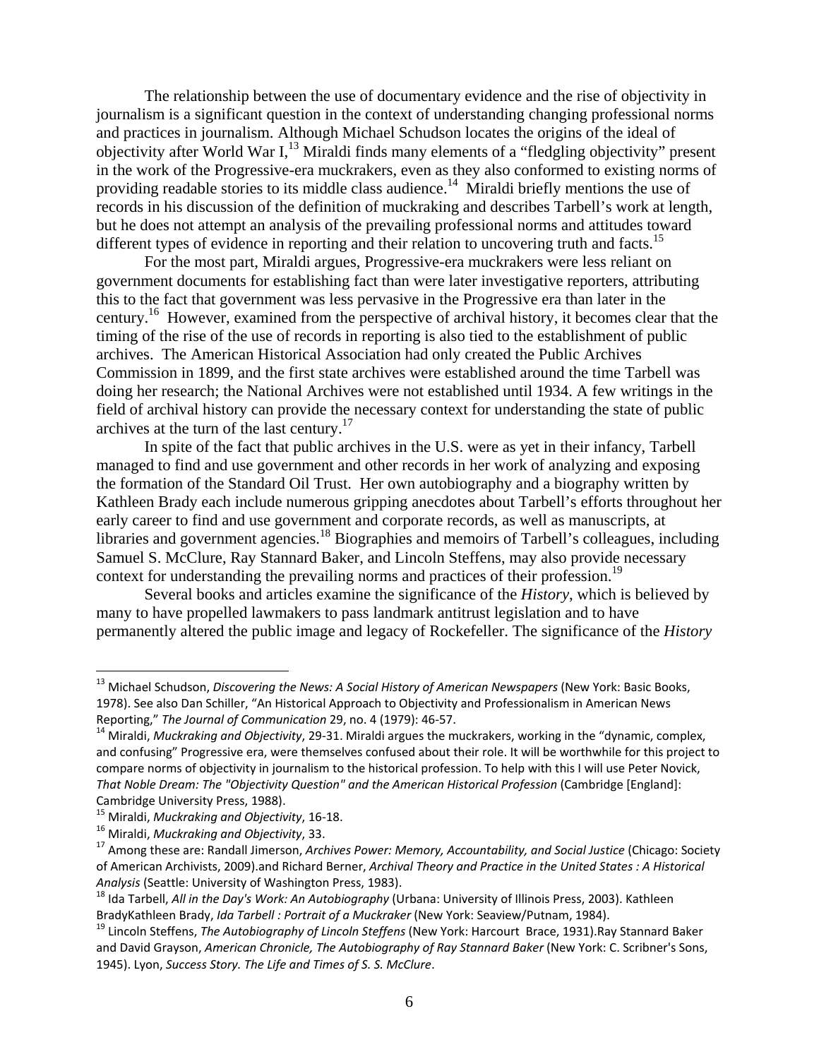The relationship between the use of documentary evidence and the rise of objectivity in journalism is a significant question in the context of understanding changing professional norms and practices in journalism. Although Michael Schudson locates the origins of the ideal of objectivity after World War I,[13] Miraldi finds many elements of a "fledgling objectivity" present in the work of the Progressive-era muckrakers, even as they also conformed to existing norms of providing readable stories to its middle class audience.[14] Miraldi briefly mentions the use of records in his discussion of the definition of muckraking and describes Tarbell's work at length, but he does not attempt an analysis of the prevailing professional norms and attitudes toward different types of evidence in reporting and their relation to uncovering truth and facts.[15]

For the most part, Miraldi argues, Progressive-era muckrakers were less reliant on government documents for establishing fact than were later investigative reporters, attributing this to the fact that government was less pervasive in the Progressive era than later in the century.[16] However, examined from the perspective of archival history, it becomes clear that the timing of the rise of the use of records in reporting is also tied to the establishment of public archives. The American Historical Association had only created the Public Archives Commission in 1899, and the first state archives were established around the time Tarbell was doing her research; the National Archives were not established until 1934. A few writings in the field of archival history can provide the necessary context for understanding the state of public archives at the turn of the last century.[17]

In spite of the fact that public archives in the U.S. were as yet in their infancy, Tarbell managed to find and use government and other records in her work of analyzing and exposing the formation of the Standard Oil Trust. Her own autobiography and a biography written by Kathleen Brady each include numerous gripping anecdotes about Tarbell's efforts throughout her early career to find and use government and corporate records, as well as manuscripts, at libraries and government agencies.[18] Biographies and memoirs of Tarbell's colleagues, including Samuel S. McClure, Ray Stannard Baker, and Lincoln Steffens, may also provide necessary context for understanding the prevailing norms and practices of their profession.[19]

Several books and articles examine the significance of the *History*, which is believed by many to have propelled lawmakers to pass landmark antitrust legislation and to have permanently altered the public image and legacy of Rockefeller. The significance of the *History*

---

[13] Michael Schudson, *Discovering the News: A Social History of American Newspapers* (New York: Basic Books, 1978). See also Dan Schiller, "An Historical Approach to Objectivity and Professionalism in American News Reporting," *The Journal of Communication* 29, no. 4 (1979): 46-57.

[14] Miraldi, *Muckraking and Objectivity*, 29-31. Miraldi argues the muckrakers, working in the "dynamic, complex, and confusing" Progressive era, were themselves confused about their role. It will be worthwhile for this project to compare norms of objectivity in journalism to the historical profession. To help with this I will use Peter Novick, *That Noble Dream: The "Objectivity Question" and the American Historical Profession* (Cambridge [England]: Cambridge University Press, 1988).

[15] Miraldi, *Muckraking and Objectivity*, 16-18.

[16] Miraldi, *Muckraking and Objectivity*, 33.

[17] Among these are: Randall Jimerson, *Archives Power: Memory, Accountability, and Social Justice* (Chicago: Society of American Archivists, 2009).and Richard Berner, *Archival Theory and Practice in the United States : A Historical Analysis* (Seattle: University of Washington Press, 1983).

[18] Ida Tarbell, *All in the Day's Work: An Autobiography* (Urbana: University of Illinois Press, 2003). Kathleen BradyKathleen Brady, *Ida Tarbell : Portrait of a Muckraker* (New York: Seaview/Putnam, 1984).

[19] Lincoln Steffens, *The Autobiography of Lincoln Steffens* (New York: Harcourt Brace, 1931).Ray Stannard Baker and David Grayson, *American Chronicle, The Autobiography of Ray Stannard Baker* (New York: C. Scribner's Sons, 1945). Lyon, *Success Story. The Life and Times of S. S. McClure*.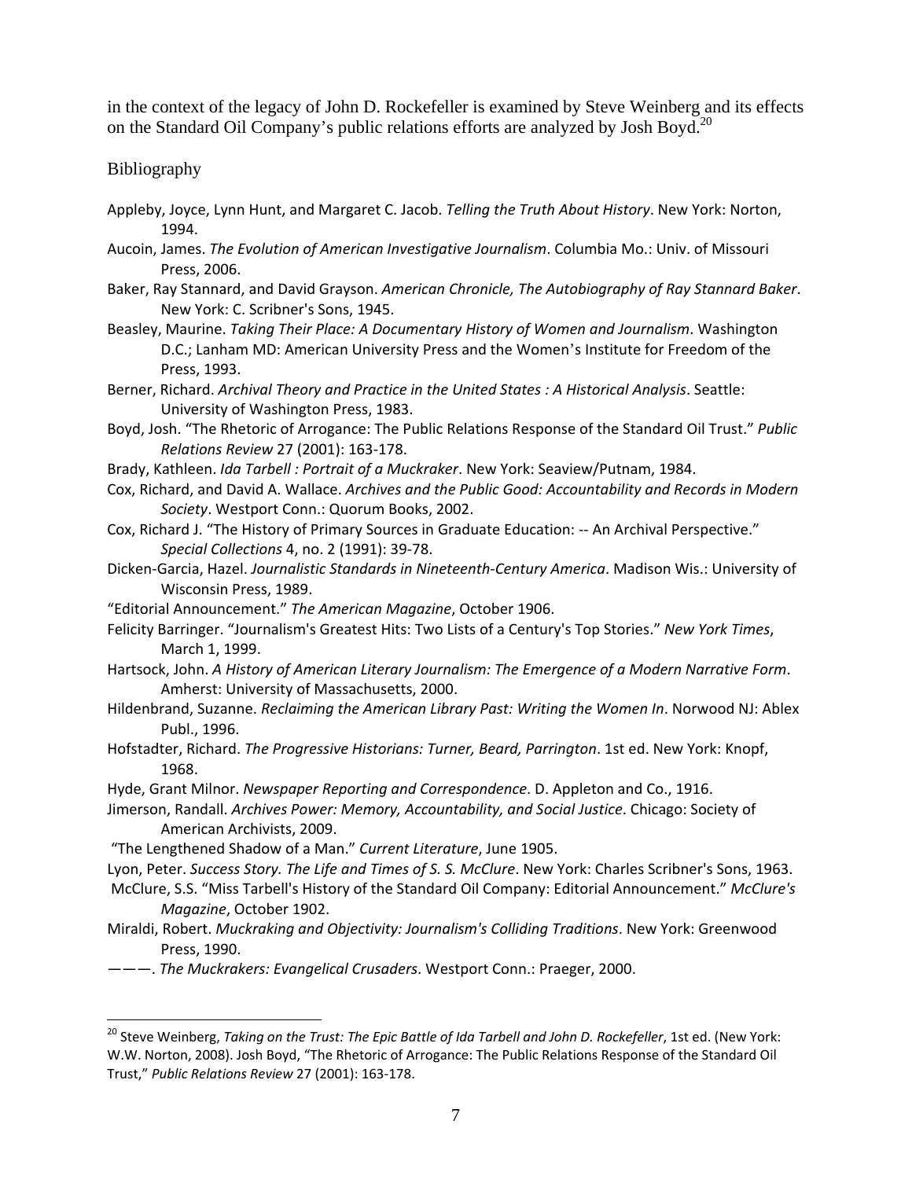in the context of the legacy of John D. Rockefeller is examined by Steve Weinberg and its effects on the Standard Oil Company's public relations efforts are analyzed by Josh Boyd.[20]

## Bibliography

Appleby, Joyce, Lynn Hunt, and Margaret C. Jacob. *Telling the Truth About History*. New York: Norton, 1994.

Aucoin, James. *The Evolution of American Investigative Journalism*. Columbia Mo.: Univ. of Missouri Press, 2006.

Baker, Ray Stannard, and David Grayson. *American Chronicle, The Autobiography of Ray Stannard Baker*. New York: C. Scribner's Sons, 1945.

Beasley, Maurine. *Taking Their Place: A Documentary History of Women and Journalism*. Washington D.C.; Lanham MD: American University Press and the Women's Institute for Freedom of the Press, 1993.

Berner, Richard. *Archival Theory and Practice in the United States : A Historical Analysis*. Seattle: University of Washington Press, 1983.

Boyd, Josh. "The Rhetoric of Arrogance: The Public Relations Response of the Standard Oil Trust." *Public Relations Review* 27 (2001): 163-178.

Brady, Kathleen. *Ida Tarbell : Portrait of a Muckraker*. New York: Seaview/Putnam, 1984.

Cox, Richard, and David A. Wallace. *Archives and the Public Good: Accountability and Records in Modern Society*. Westport Conn.: Quorum Books, 2002.

Cox, Richard J. "The History of Primary Sources in Graduate Education: -- An Archival Perspective." *Special Collections* 4, no. 2 (1991): 39-78.

Dicken-Garcia, Hazel. *Journalistic Standards in Nineteenth-Century America*. Madison Wis.: University of Wisconsin Press, 1989.

"Editorial Announcement." *The American Magazine*, October 1906.

Felicity Barringer. "Journalism's Greatest Hits: Two Lists of a Century's Top Stories." *New York Times*, March 1, 1999.

Hartsock, John. *A History of American Literary Journalism: The Emergence of a Modern Narrative Form*. Amherst: University of Massachusetts, 2000.

Hildenbrand, Suzanne. *Reclaiming the American Library Past: Writing the Women In*. Norwood NJ: Ablex Publ., 1996.

Hofstadter, Richard. *The Progressive Historians: Turner, Beard, Parrington*. 1st ed. New York: Knopf, 1968.

Hyde, Grant Milnor. *Newspaper Reporting and Correspondence*. D. Appleton and Co., 1916.

Jimerson, Randall. *Archives Power: Memory, Accountability, and Social Justice*. Chicago: Society of American Archivists, 2009.

"The Lengthened Shadow of a Man." *Current Literature*, June 1905.

Lyon, Peter. *Success Story. The Life and Times of S. S. McClure*. New York: Charles Scribner's Sons, 1963.

McClure, S.S. "Miss Tarbell's History of the Standard Oil Company: Editorial Announcement." *McClure's Magazine*, October 1902.

Miraldi, Robert. *Muckraking and Objectivity: Journalism's Colliding Traditions*. New York: Greenwood Press, 1990.

———. *The Muckrakers: Evangelical Crusaders*. Westport Conn.: Praeger, 2000.

---

[20] Steve Weinberg, *Taking on the Trust: The Epic Battle of Ida Tarbell and John D. Rockefeller*, 1st ed. (New York: W.W. Norton, 2008). Josh Boyd, "The Rhetoric of Arrogance: The Public Relations Response of the Standard Oil Trust," *Public Relations Review* 27 (2001): 163-178.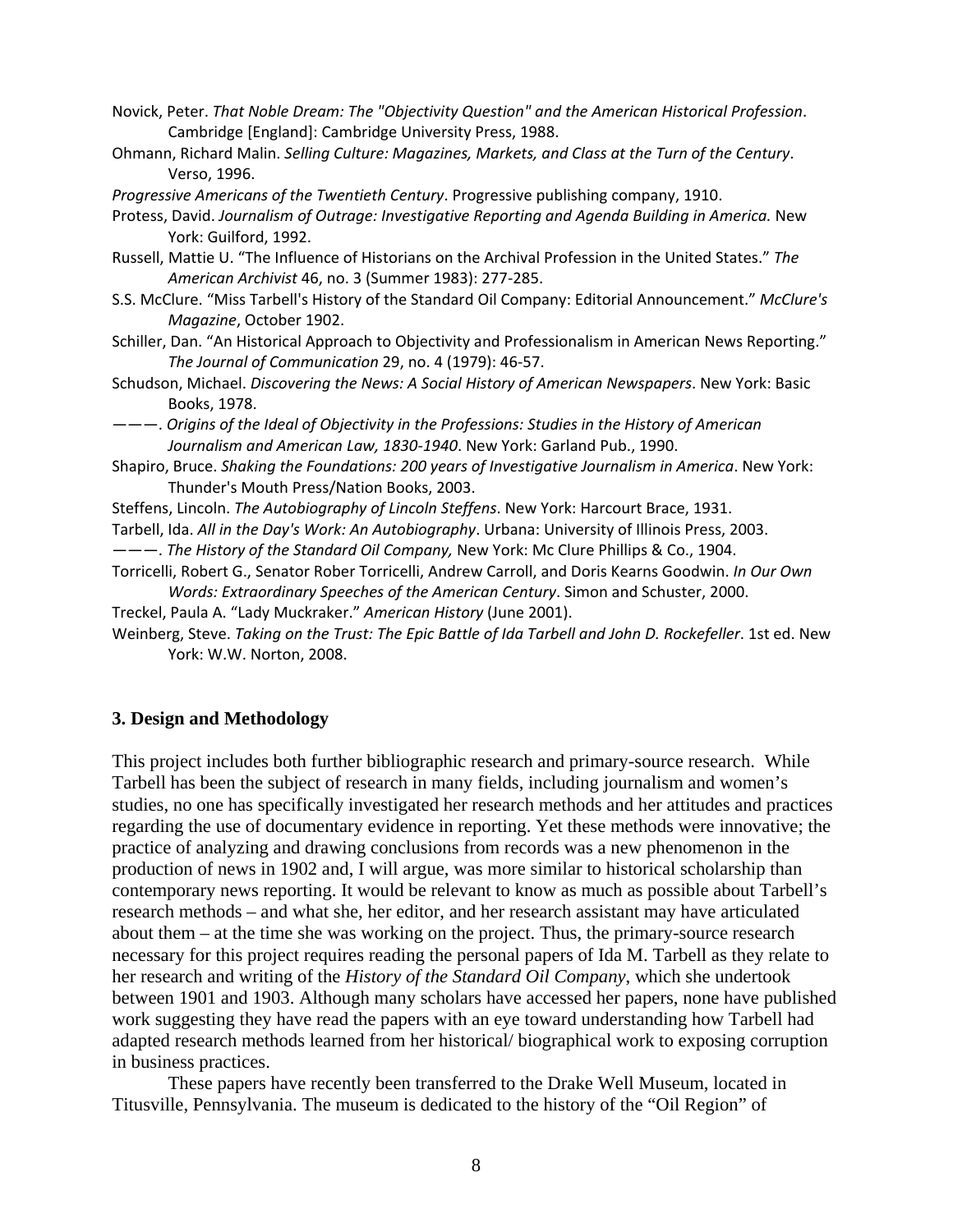Novick, Peter. *That Noble Dream: The "Objectivity Question" and the American Historical Profession*. Cambridge [England]: Cambridge University Press, 1988.

Ohmann, Richard Malin. *Selling Culture: Magazines, Markets, and Class at the Turn of the Century*. Verso, 1996.

*Progressive Americans of the Twentieth Century*. Progressive publishing company, 1910.

Protess, David. *Journalism of Outrage: Investigative Reporting and Agenda Building in America.* New York: Guilford, 1992.

Russell, Mattie U. "The Influence of Historians on the Archival Profession in the United States." *The American Archivist* 46, no. 3 (Summer 1983): 277-285.

S.S. McClure. "Miss Tarbell's History of the Standard Oil Company: Editorial Announcement." *McClure's Magazine*, October 1902.

Schiller, Dan. "An Historical Approach to Objectivity and Professionalism in American News Reporting." *The Journal of Communication* 29, no. 4 (1979): 46-57.

Schudson, Michael. *Discovering the News: A Social History of American Newspapers*. New York: Basic Books, 1978.

———. *Origins of the Ideal of Objectivity in the Professions: Studies in the History of American Journalism and American Law, 1830-1940*. New York: Garland Pub., 1990.

Shapiro, Bruce. *Shaking the Foundations: 200 years of Investigative Journalism in America*. New York: Thunder's Mouth Press/Nation Books, 2003.

Steffens, Lincoln. *The Autobiography of Lincoln Steffens*. New York: Harcourt Brace, 1931.

Tarbell, Ida. *All in the Day's Work: An Autobiography*. Urbana: University of Illinois Press, 2003.

———. *The History of the Standard Oil Company,* New York: Mc Clure Phillips & Co., 1904.

Torricelli, Robert G., Senator Rober Torricelli, Andrew Carroll, and Doris Kearns Goodwin. *In Our Own Words: Extraordinary Speeches of the American Century*. Simon and Schuster, 2000.

Treckel, Paula A. "Lady Muckraker." *American History* (June 2001).

Weinberg, Steve. *Taking on the Trust: The Epic Battle of Ida Tarbell and John D. Rockefeller*. 1st ed. New York: W.W. Norton, 2008.

## 3. Design and Methodology

This project includes both further bibliographic research and primary-source research. While Tarbell has been the subject of research in many fields, including journalism and women's studies, no one has specifically investigated her research methods and her attitudes and practices regarding the use of documentary evidence in reporting. Yet these methods were innovative; the practice of analyzing and drawing conclusions from records was a new phenomenon in the production of news in 1902 and, I will argue, was more similar to historical scholarship than contemporary news reporting. It would be relevant to know as much as possible about Tarbell's research methods – and what she, her editor, and her research assistant may have articulated about them – at the time she was working on the project. Thus, the primary-source research necessary for this project requires reading the personal papers of Ida M. Tarbell as they relate to her research and writing of the *History of the Standard Oil Company*, which she undertook between 1901 and 1903. Although many scholars have accessed her papers, none have published work suggesting they have read the papers with an eye toward understanding how Tarbell had adapted research methods learned from her historical/ biographical work to exposing corruption in business practices.

These papers have recently been transferred to the Drake Well Museum, located in Titusville, Pennsylvania. The museum is dedicated to the history of the "Oil Region" of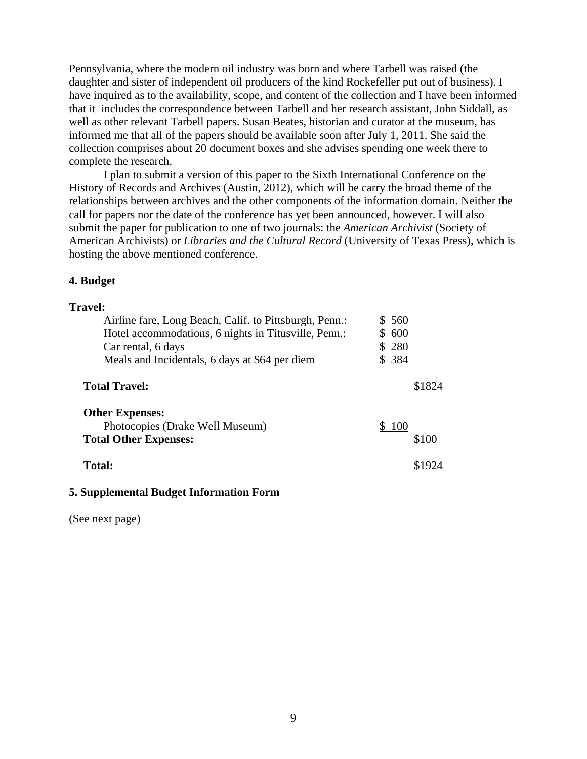Pennsylvania, where the modern oil industry was born and where Tarbell was raised (the daughter and sister of independent oil producers of the kind Rockefeller put out of business). I have inquired as to the availability, scope, and content of the collection and I have been informed that it includes the correspondence between Tarbell and her research assistant, John Siddall, as well as other relevant Tarbell papers. Susan Beates, historian and curator at the museum, has informed me that all of the papers should be available soon after July 1, 2011. She said the collection comprises about 20 document boxes and she advises spending one week there to complete the research.

I plan to submit a version of this paper to the Sixth International Conference on the History of Records and Archives (Austin, 2012), which will be carry the broad theme of the relationships between archives and the other components of the information domain. Neither the call for papers nor the date of the conference has yet been announced, however. I will also submit the paper for publication to one of two journals: the *American Archivist* (Society of American Archivists) or *Libraries and the Cultural Record* (University of Texas Press), which is hosting the above mentioned conference.

**4. Budget**

| | | |
|---|---|---|
| **Travel:** | | |
| Airline fare, Long Beach, Calif. to Pittsburgh, Penn.: | $ 560 | |
| Hotel accommodations, 6 nights in Titusville, Penn.: | $ 600 | |
| Car rental, 6 days | $ 280 | |
| Meals and Incidentals, 6 days at $64 per diem | $ 384 | |
| **Total Travel:** | | $1824 |
| **Other Expenses:** | | |
| Photocopies (Drake Well Museum) | $ 100 | |
| **Total Other Expenses:** | | $100 |
| **Total:** | | $1924 |

**5. Supplemental Budget Information Form**

(See next page)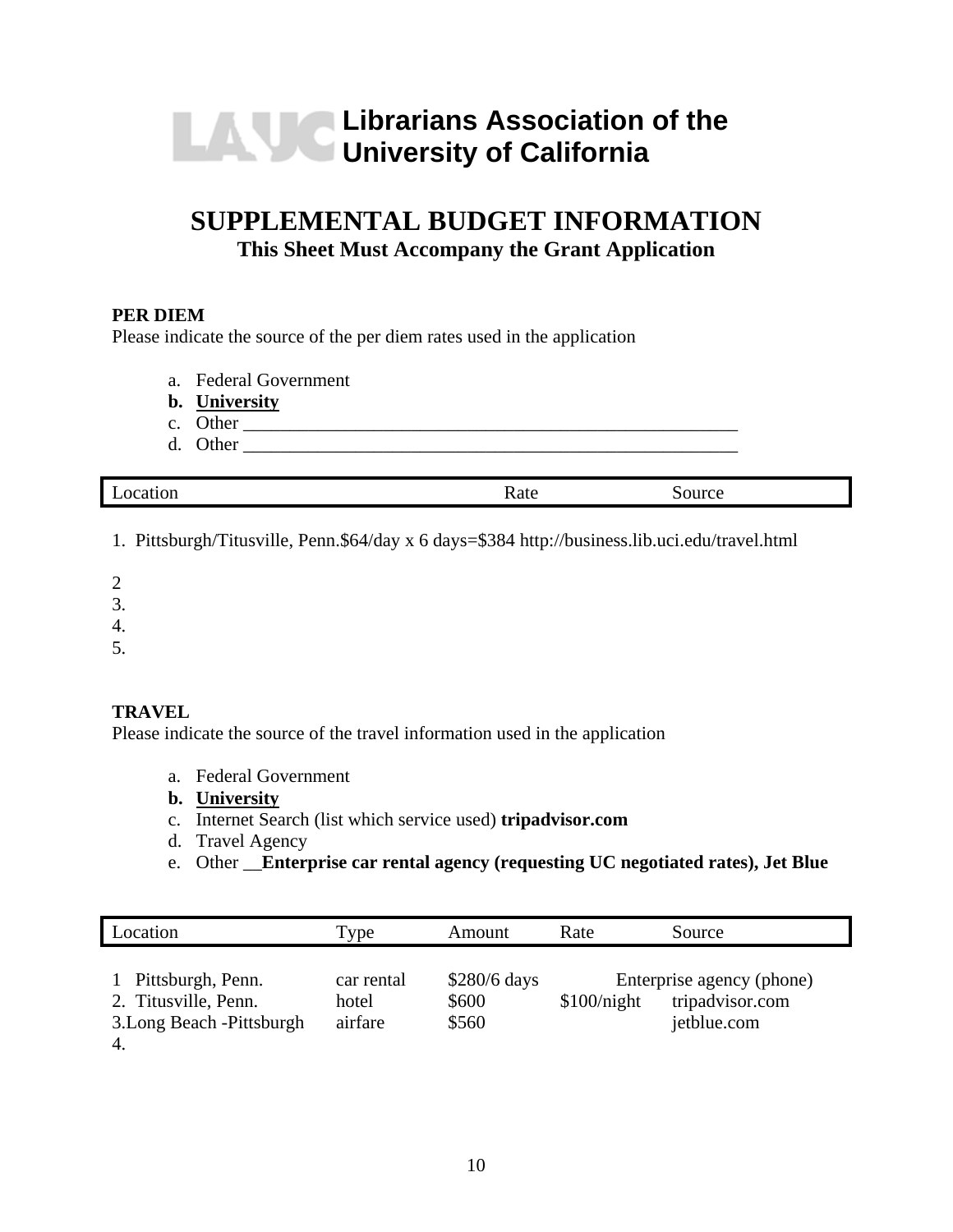# Librarians Association of the University of California

## SUPPLEMENTAL BUDGET INFORMATION

### This Sheet Must Accompany the Grant Application

**PER DIEM**

Please indicate the source of the per diem rates used in the application

a. Federal Government
**b. <u>University</u>**
c. Other ______________________________________________________
d. Other ______________________________________________________

| Location | Rate | Source |
|---|---|---|
| 1. Pittsburgh/Titusville, Penn. | $64/day x 6 days=$384 | http://business.lib.uci.edu/travel.html |
| 2 | | |
| 3. | | |
| 4. | | |
| 5. | | |

**TRAVEL**

Please indicate the source of the travel information used in the application

a. Federal Government
**b. <u>University</u>**
c. Internet Search (list which service used) **tripadvisor.com**
d. Travel Agency
e. Other __**Enterprise car rental agency (requesting UC negotiated rates), Jet Blue**

| Location | Type | Amount | Rate | Source |
|---|---|---|---|---|
| 1 Pittsburgh, Penn. | car rental | $280/6 days | | Enterprise agency (phone) |
| 2. Titusville, Penn. | hotel | $600 | $100/night | tripadvisor.com |
| 3. Long Beach -Pittsburgh | airfare | $560 | | jetblue.com |
| 4. | | | | |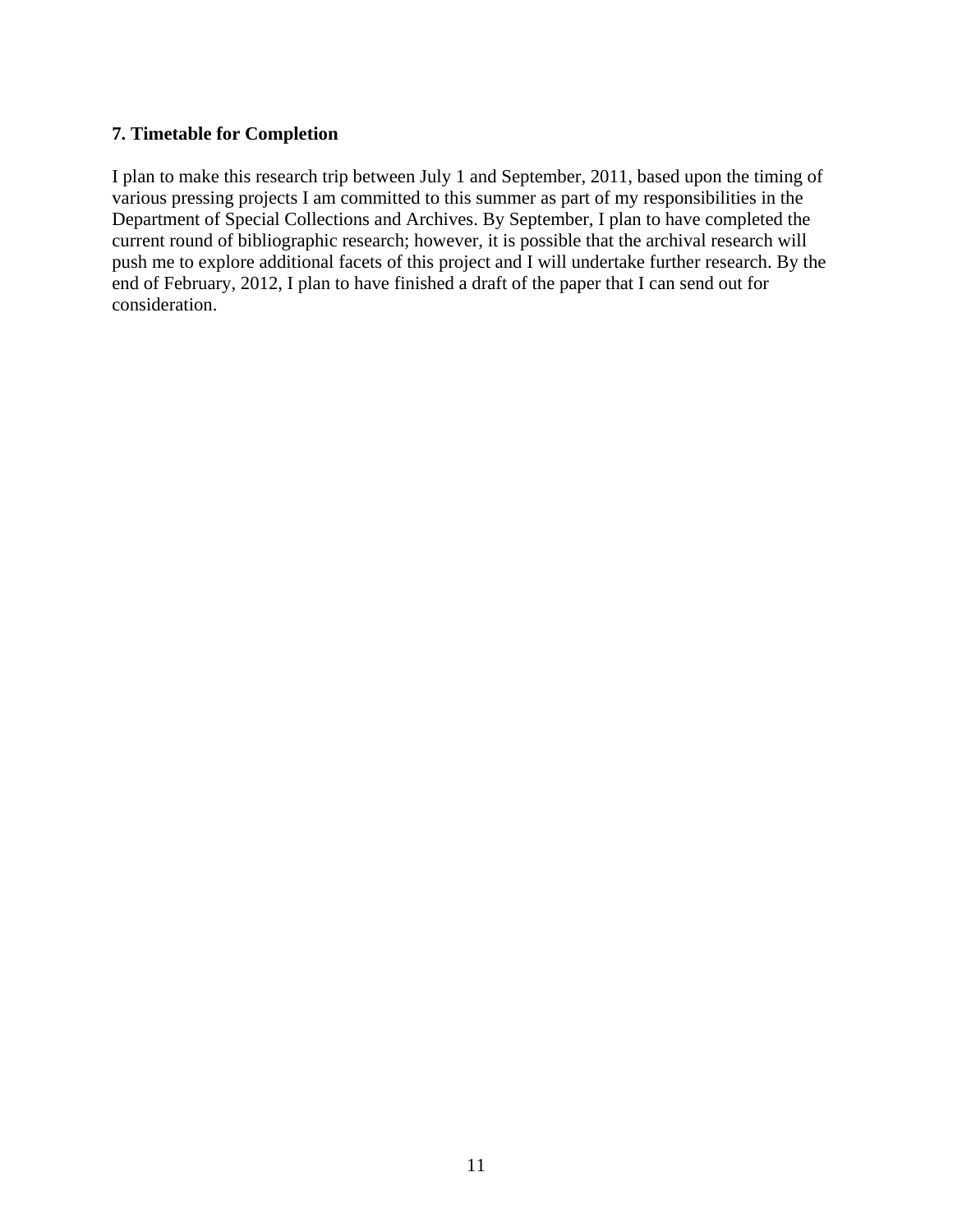**7. Timetable for Completion**

I plan to make this research trip between July 1 and September, 2011, based upon the timing of various pressing projects I am committed to this summer as part of my responsibilities in the Department of Special Collections and Archives. By September, I plan to have completed the current round of bibliographic research; however, it is possible that the archival research will push me to explore additional facets of this project and I will undertake further research. By the end of February, 2012, I plan to have finished a draft of the paper that I can send out for consideration.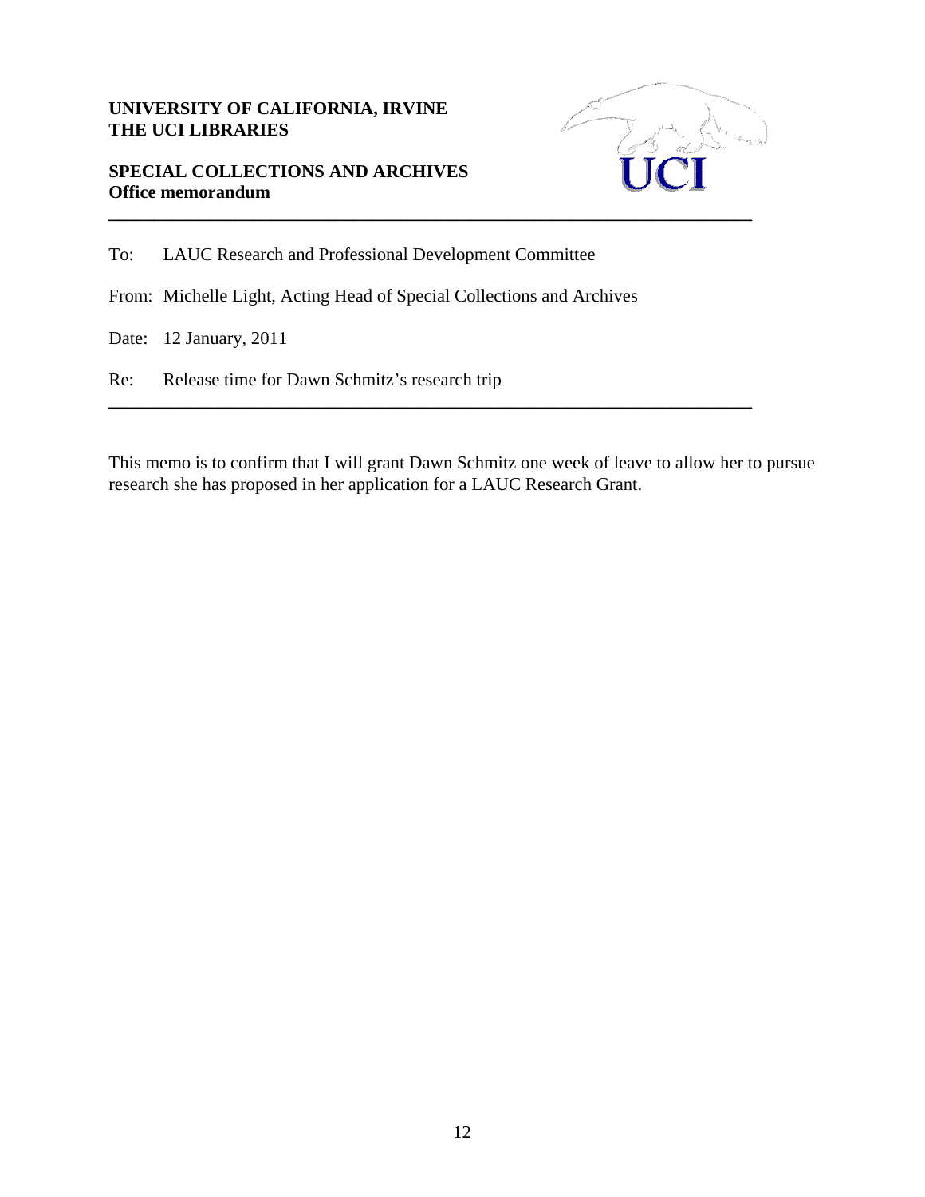**UNIVERSITY OF CALIFORNIA, IRVINE**
**THE UCI LIBRARIES**

**SPECIAL COLLECTIONS AND ARCHIVES**
**Office memorandum**

---

To: LAUC Research and Professional Development Committee

From: Michelle Light, Acting Head of Special Collections and Archives

Date: 12 January, 2011

Re: Release time for Dawn Schmitz's research trip

---

This memo is to confirm that I will grant Dawn Schmitz one week of leave to allow her to pursue research she has proposed in her application for a LAUC Research Grant.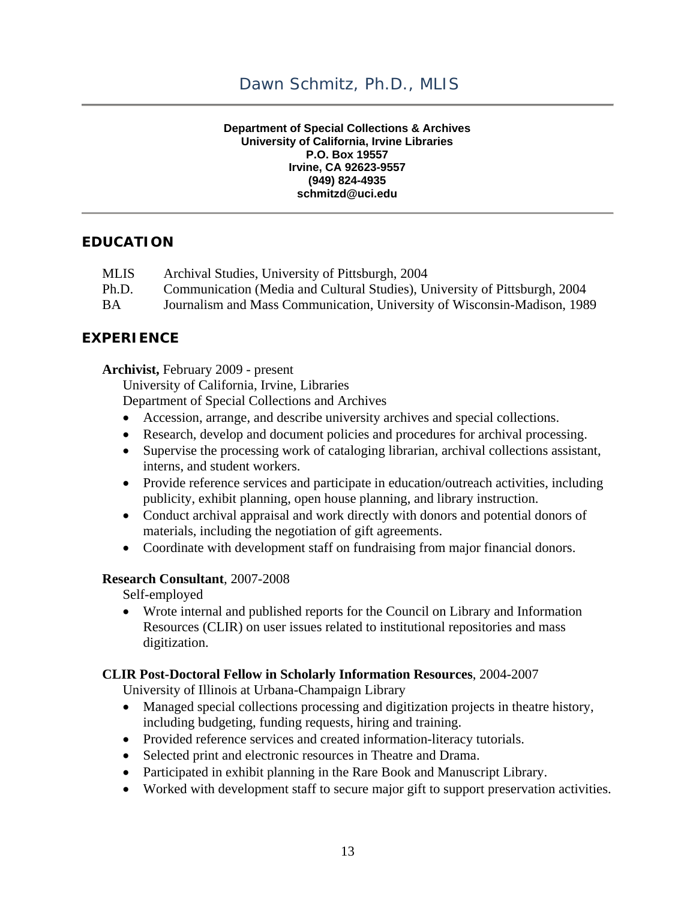# Dawn Schmitz, Ph.D., MLIS

**Department of Special Collections & Archives**
**University of California, Irvine Libraries**
**P.O. Box 19557**
**Irvine, CA 92623-9557**
**(949) 824-4935**
**schmitzd@uci.edu**

## EDUCATION

| | |
|---|---|
| MLIS | Archival Studies, University of Pittsburgh, 2004 |
| Ph.D. | Communication (Media and Cultural Studies), University of Pittsburgh, 2004 |
| BA | Journalism and Mass Communication, University of Wisconsin-Madison, 1989 |

## EXPERIENCE

**Archivist,** February 2009 - present
University of California, Irvine, Libraries
Department of Special Collections and Archives

- Accession, arrange, and describe university archives and special collections.
- Research, develop and document policies and procedures for archival processing.
- Supervise the processing work of cataloging librarian, archival collections assistant, interns, and student workers.
- Provide reference services and participate in education/outreach activities, including publicity, exhibit planning, open house planning, and library instruction.
- Conduct archival appraisal and work directly with donors and potential donors of materials, including the negotiation of gift agreements.
- Coordinate with development staff on fundraising from major financial donors.

**Research Consultant**, 2007-2008
Self-employed

- Wrote internal and published reports for the Council on Library and Information Resources (CLIR) on user issues related to institutional repositories and mass digitization.

**CLIR Post-Doctoral Fellow in Scholarly Information Resources**, 2004-2007
University of Illinois at Urbana-Champaign Library

- Managed special collections processing and digitization projects in theatre history, including budgeting, funding requests, hiring and training.
- Provided reference services and created information-literacy tutorials.
- Selected print and electronic resources in Theatre and Drama.
- Participated in exhibit planning in the Rare Book and Manuscript Library.
- Worked with development staff to secure major gift to support preservation activities.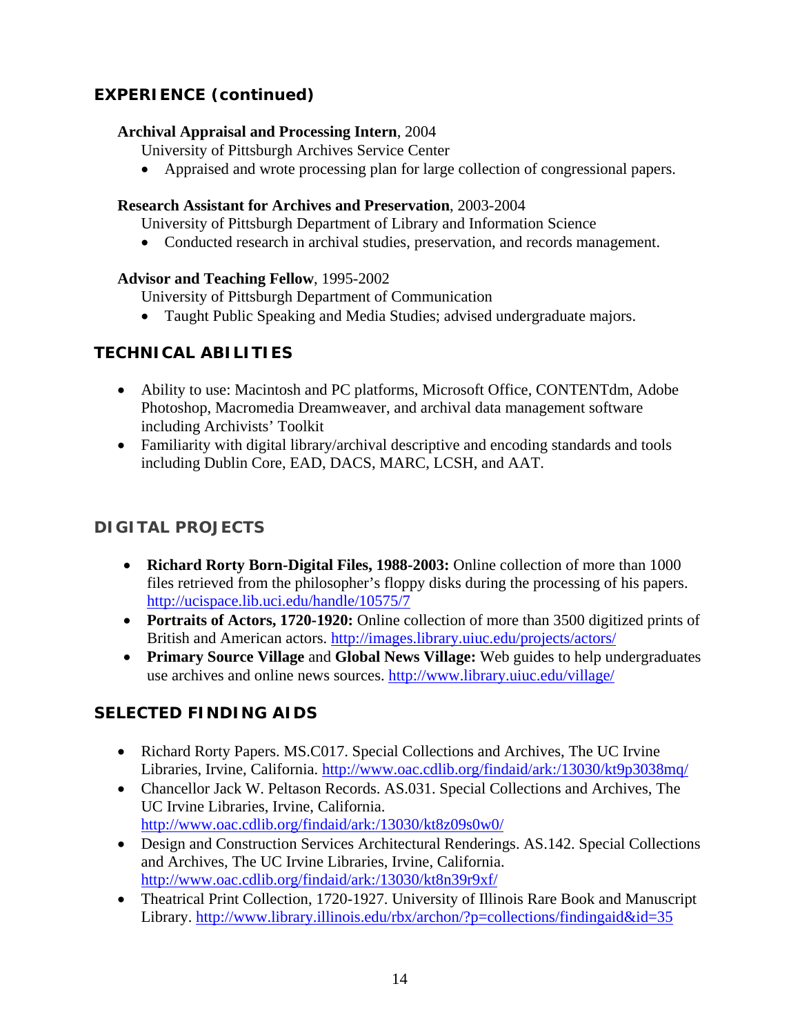## EXPERIENCE (continued)

**Archival Appraisal and Processing Intern**, 2004
University of Pittsburgh Archives Service Center

- Appraised and wrote processing plan for large collection of congressional papers.

**Research Assistant for Archives and Preservation**, 2003-2004
University of Pittsburgh Department of Library and Information Science

- Conducted research in archival studies, preservation, and records management.

**Advisor and Teaching Fellow**, 1995-2002
University of Pittsburgh Department of Communication

- Taught Public Speaking and Media Studies; advised undergraduate majors.

## TECHNICAL ABILITIES

- Ability to use: Macintosh and PC platforms, Microsoft Office, CONTENTdm, Adobe Photoshop, Macromedia Dreamweaver, and archival data management software including Archivists' Toolkit
- Familiarity with digital library/archival descriptive and encoding standards and tools including Dublin Core, EAD, DACS, MARC, LCSH, and AAT.

## DIGITAL PROJECTS

- **Richard Rorty Born-Digital Files, 1988-2003:** Online collection of more than 1000 files retrieved from the philosopher's floppy disks during the processing of his papers. http://ucispace.lib.uci.edu/handle/10575/7
- **Portraits of Actors, 1720-1920:** Online collection of more than 3500 digitized prints of British and American actors. http://images.library.uiuc.edu/projects/actors/
- **Primary Source Village** and **Global News Village:** Web guides to help undergraduates use archives and online news sources. http://www.library.uiuc.edu/village/

## SELECTED FINDING AIDS

- Richard Rorty Papers. MS.C017. Special Collections and Archives, The UC Irvine Libraries, Irvine, California. http://www.oac.cdlib.org/findaid/ark:/13030/kt9p3038mq/
- Chancellor Jack W. Peltason Records. AS.031. Special Collections and Archives, The UC Irvine Libraries, Irvine, California. http://www.oac.cdlib.org/findaid/ark:/13030/kt8z09s0w0/
- Design and Construction Services Architectural Renderings. AS.142. Special Collections and Archives, The UC Irvine Libraries, Irvine, California. http://www.oac.cdlib.org/findaid/ark:/13030/kt8n39r9xf/
- Theatrical Print Collection, 1720-1927. University of Illinois Rare Book and Manuscript Library. http://www.library.illinois.edu/rbx/archon/?p=collections/findingaid&id=35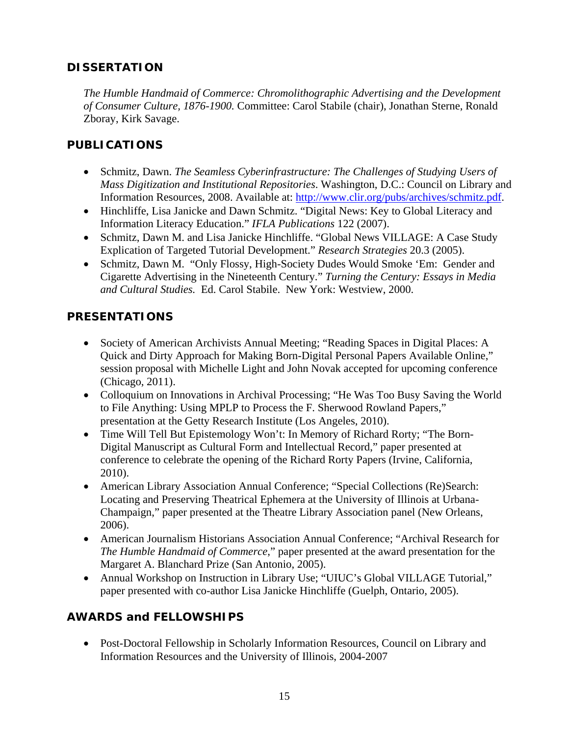## DISSERTATION

*The Humble Handmaid of Commerce: Chromolithographic Advertising and the Development of Consumer Culture, 1876-1900.* Committee: Carol Stabile (chair), Jonathan Sterne, Ronald Zboray, Kirk Savage.

## PUBLICATIONS

- Schmitz, Dawn. *The Seamless Cyberinfrastructure: The Challenges of Studying Users of Mass Digitization and Institutional Repositories*. Washington, D.C.: Council on Library and Information Resources, 2008. Available at: http://www.clir.org/pubs/archives/schmitz.pdf.
- Hinchliffe, Lisa Janicke and Dawn Schmitz. "Digital News: Key to Global Literacy and Information Literacy Education." *IFLA Publications* 122 (2007).
- Schmitz, Dawn M. and Lisa Janicke Hinchliffe. "Global News VILLAGE: A Case Study Explication of Targeted Tutorial Development." *Research Strategies* 20.3 (2005).
- Schmitz, Dawn M. "Only Flossy, High-Society Dudes Would Smoke 'Em: Gender and Cigarette Advertising in the Nineteenth Century." *Turning the Century: Essays in Media and Cultural Studies.* Ed. Carol Stabile. New York: Westview, 2000.

## PRESENTATIONS

- Society of American Archivists Annual Meeting; "Reading Spaces in Digital Places: A Quick and Dirty Approach for Making Born-Digital Personal Papers Available Online," session proposal with Michelle Light and John Novak accepted for upcoming conference (Chicago, 2011).
- Colloquium on Innovations in Archival Processing; "He Was Too Busy Saving the World to File Anything: Using MPLP to Process the F. Sherwood Rowland Papers," presentation at the Getty Research Institute (Los Angeles, 2010).
- Time Will Tell But Epistemology Won't: In Memory of Richard Rorty; "The Born-Digital Manuscript as Cultural Form and Intellectual Record," paper presented at conference to celebrate the opening of the Richard Rorty Papers (Irvine, California, 2010).
- American Library Association Annual Conference; "Special Collections (Re)Search: Locating and Preserving Theatrical Ephemera at the University of Illinois at Urbana-Champaign," paper presented at the Theatre Library Association panel (New Orleans, 2006).
- American Journalism Historians Association Annual Conference; "Archival Research for *The Humble Handmaid of Commerce*," paper presented at the award presentation for the Margaret A. Blanchard Prize (San Antonio, 2005).
- Annual Workshop on Instruction in Library Use; "UIUC's Global VILLAGE Tutorial," paper presented with co-author Lisa Janicke Hinchliffe (Guelph, Ontario, 2005).

## AWARDS and FELLOWSHIPS

- Post-Doctoral Fellowship in Scholarly Information Resources, Council on Library and Information Resources and the University of Illinois, 2004-2007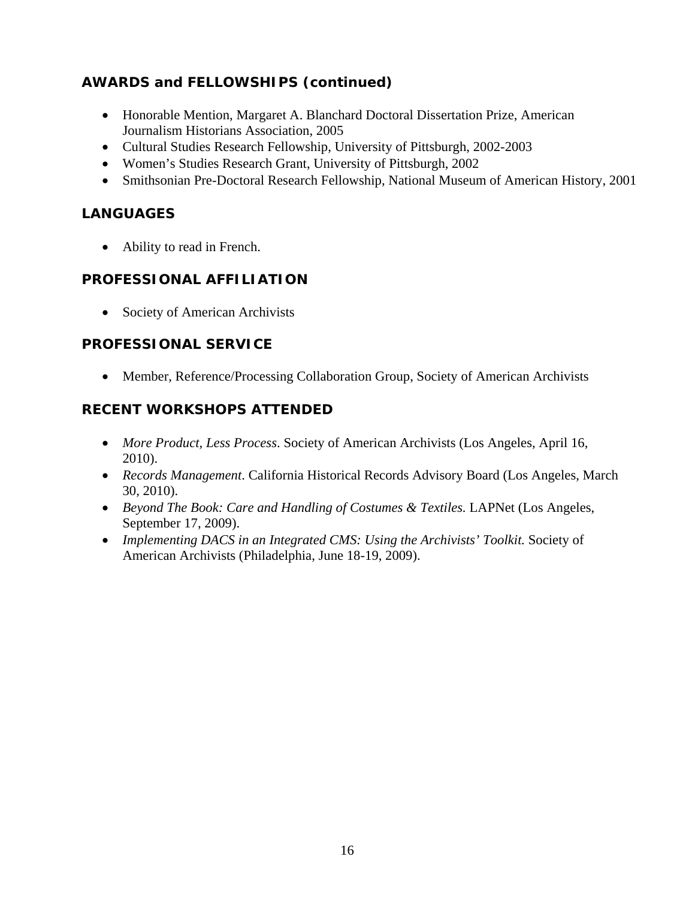## AWARDS and FELLOWSHIPS (continued)

- Honorable Mention, Margaret A. Blanchard Doctoral Dissertation Prize, American Journalism Historians Association, 2005
- Cultural Studies Research Fellowship, University of Pittsburgh, 2002-2003
- Women's Studies Research Grant, University of Pittsburgh, 2002
- Smithsonian Pre-Doctoral Research Fellowship, National Museum of American History, 2001

## LANGUAGES

- Ability to read in French.

## PROFESSIONAL AFFILIATION

- Society of American Archivists

## PROFESSIONAL SERVICE

- Member, Reference/Processing Collaboration Group, Society of American Archivists

## RECENT WORKSHOPS ATTENDED

- *More Product, Less Process*. Society of American Archivists (Los Angeles, April 16, 2010).
- *Records Management*. California Historical Records Advisory Board (Los Angeles, March 30, 2010).
- *Beyond The Book: Care and Handling of Costumes & Textiles*. LAPNet (Los Angeles, September 17, 2009).
- *Implementing DACS in an Integrated CMS: Using the Archivists' Toolkit.* Society of American Archivists (Philadelphia, June 18-19, 2009).